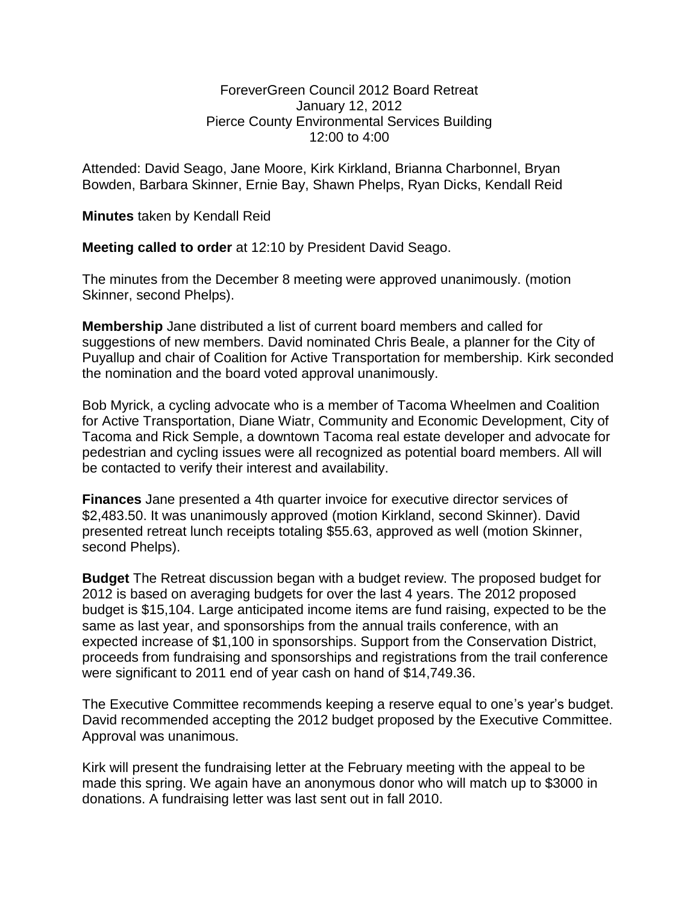ForeverGreen Council 2012 Board Retreat
January 12, 2012
Pierce County Environmental Services Building
12:00 to 4:00

Attended: David Seago, Jane Moore, Kirk Kirkland, Brianna Charbonnel, Bryan Bowden, Barbara Skinner, Ernie Bay, Shawn Phelps, Ryan Dicks, Kendall Reid

**Minutes** taken by Kendall Reid

**Meeting called to order** at 12:10 by President David Seago.

The minutes from the December 8 meeting were approved unanimously. (motion Skinner, second Phelps).

**Membership** Jane distributed a list of current board members and called for suggestions of new members. David nominated Chris Beale, a planner for the City of Puyallup and chair of Coalition for Active Transportation for membership. Kirk seconded the nomination and the board voted approval unanimously.

Bob Myrick, a cycling advocate who is a member of Tacoma Wheelmen and Coalition for Active Transportation, Diane Wiatr, Community and Economic Development, City of Tacoma and Rick Semple, a downtown Tacoma real estate developer and advocate for pedestrian and cycling issues were all recognized as potential board members. All will be contacted to verify their interest and availability.

**Finances** Jane presented a 4th quarter invoice for executive director services of $2,483.50. It was unanimously approved (motion Kirkland, second Skinner). David presented retreat lunch receipts totaling $55.63, approved as well (motion Skinner, second Phelps).

**Budget** The Retreat discussion began with a budget review. The proposed budget for 2012 is based on averaging budgets for over the last 4 years. The 2012 proposed budget is $15,104. Large anticipated income items are fund raising, expected to be the same as last year, and sponsorships from the annual trails conference, with an expected increase of $1,100 in sponsorships. Support from the Conservation District, proceeds from fundraising and sponsorships and registrations from the trail conference were significant to 2011 end of year cash on hand of $14,749.36.

The Executive Committee recommends keeping a reserve equal to one's year's budget. David recommended accepting the 2012 budget proposed by the Executive Committee. Approval was unanimous.

Kirk will present the fundraising letter at the February meeting with the appeal to be made this spring. We again have an anonymous donor who will match up to $3000 in donations. A fundraising letter was last sent out in fall 2010.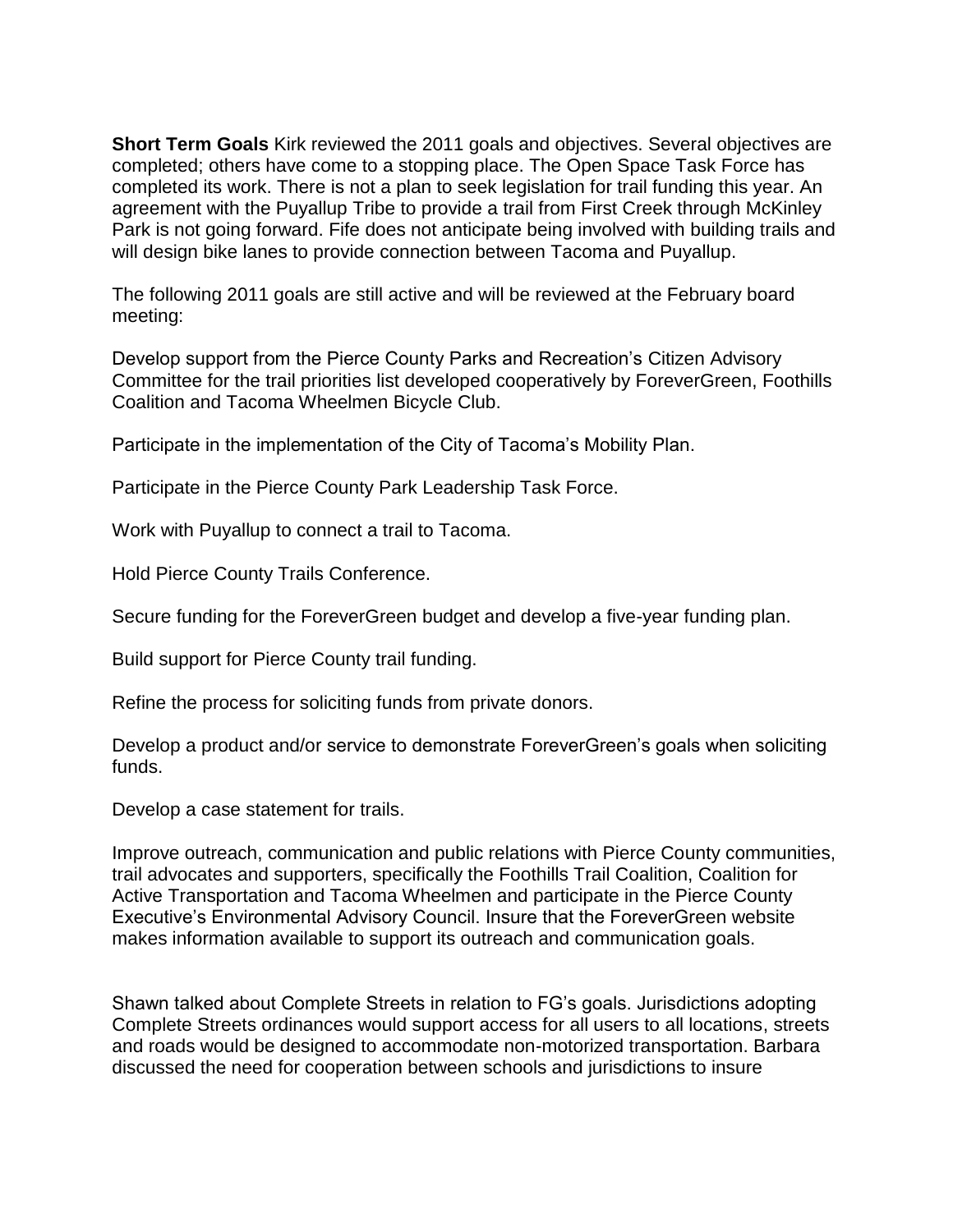**Short Term Goals** Kirk reviewed the 2011 goals and objectives. Several objectives are completed; others have come to a stopping place. The Open Space Task Force has completed its work. There is not a plan to seek legislation for trail funding this year. An agreement with the Puyallup Tribe to provide a trail from First Creek through McKinley Park is not going forward. Fife does not anticipate being involved with building trails and will design bike lanes to provide connection between Tacoma and Puyallup.

The following 2011 goals are still active and will be reviewed at the February board meeting:

Develop support from the Pierce County Parks and Recreation's Citizen Advisory Committee for the trail priorities list developed cooperatively by ForeverGreen, Foothills Coalition and Tacoma Wheelmen Bicycle Club.

Participate in the implementation of the City of Tacoma's Mobility Plan.

Participate in the Pierce County Park Leadership Task Force.

Work with Puyallup to connect a trail to Tacoma.

Hold Pierce County Trails Conference.

Secure funding for the ForeverGreen budget and develop a five-year funding plan.

Build support for Pierce County trail funding.

Refine the process for soliciting funds from private donors.

Develop a product and/or service to demonstrate ForeverGreen's goals when soliciting funds.

Develop a case statement for trails.

Improve outreach, communication and public relations with Pierce County communities, trail advocates and supporters, specifically the Foothills Trail Coalition, Coalition for Active Transportation and Tacoma Wheelmen and participate in the Pierce County Executive's Environmental Advisory Council. Insure that the ForeverGreen website makes information available to support its outreach and communication goals.

Shawn talked about Complete Streets in relation to FG's goals. Jurisdictions adopting Complete Streets ordinances would support access for all users to all locations, streets and roads would be designed to accommodate non-motorized transportation. Barbara discussed the need for cooperation between schools and jurisdictions to insure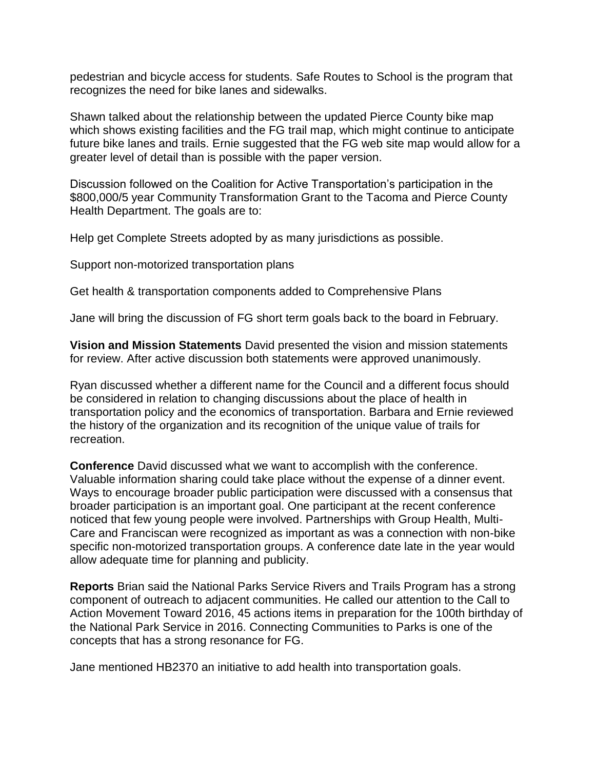pedestrian and bicycle access for students. Safe Routes to School is the program that recognizes the need for bike lanes and sidewalks.

Shawn talked about the relationship between the updated Pierce County bike map which shows existing facilities and the FG trail map, which might continue to anticipate future bike lanes and trails. Ernie suggested that the FG web site map would allow for a greater level of detail than is possible with the paper version.

Discussion followed on the Coalition for Active Transportation's participation in the $800,000/5 year Community Transformation Grant to the Tacoma and Pierce County Health Department. The goals are to:

Help get Complete Streets adopted by as many jurisdictions as possible.

Support non-motorized transportation plans

Get health & transportation components added to Comprehensive Plans

Jane will bring the discussion of FG short term goals back to the board in February.

**Vision and Mission Statements** David presented the vision and mission statements for review. After active discussion both statements were approved unanimously.

Ryan discussed whether a different name for the Council and a different focus should be considered in relation to changing discussions about the place of health in transportation policy and the economics of transportation. Barbara and Ernie reviewed the history of the organization and its recognition of the unique value of trails for recreation.

**Conference** David discussed what we want to accomplish with the conference. Valuable information sharing could take place without the expense of a dinner event. Ways to encourage broader public participation were discussed with a consensus that broader participation is an important goal. One participant at the recent conference noticed that few young people were involved. Partnerships with Group Health, Multi-Care and Franciscan were recognized as important as was a connection with non-bike specific non-motorized transportation groups. A conference date late in the year would allow adequate time for planning and publicity.

**Reports** Brian said the National Parks Service Rivers and Trails Program has a strong component of outreach to adjacent communities. He called our attention to the Call to Action Movement Toward 2016, 45 actions items in preparation for the 100th birthday of the National Park Service in 2016. Connecting Communities to Parks is one of the concepts that has a strong resonance for FG.

Jane mentioned HB2370 an initiative to add health into transportation goals.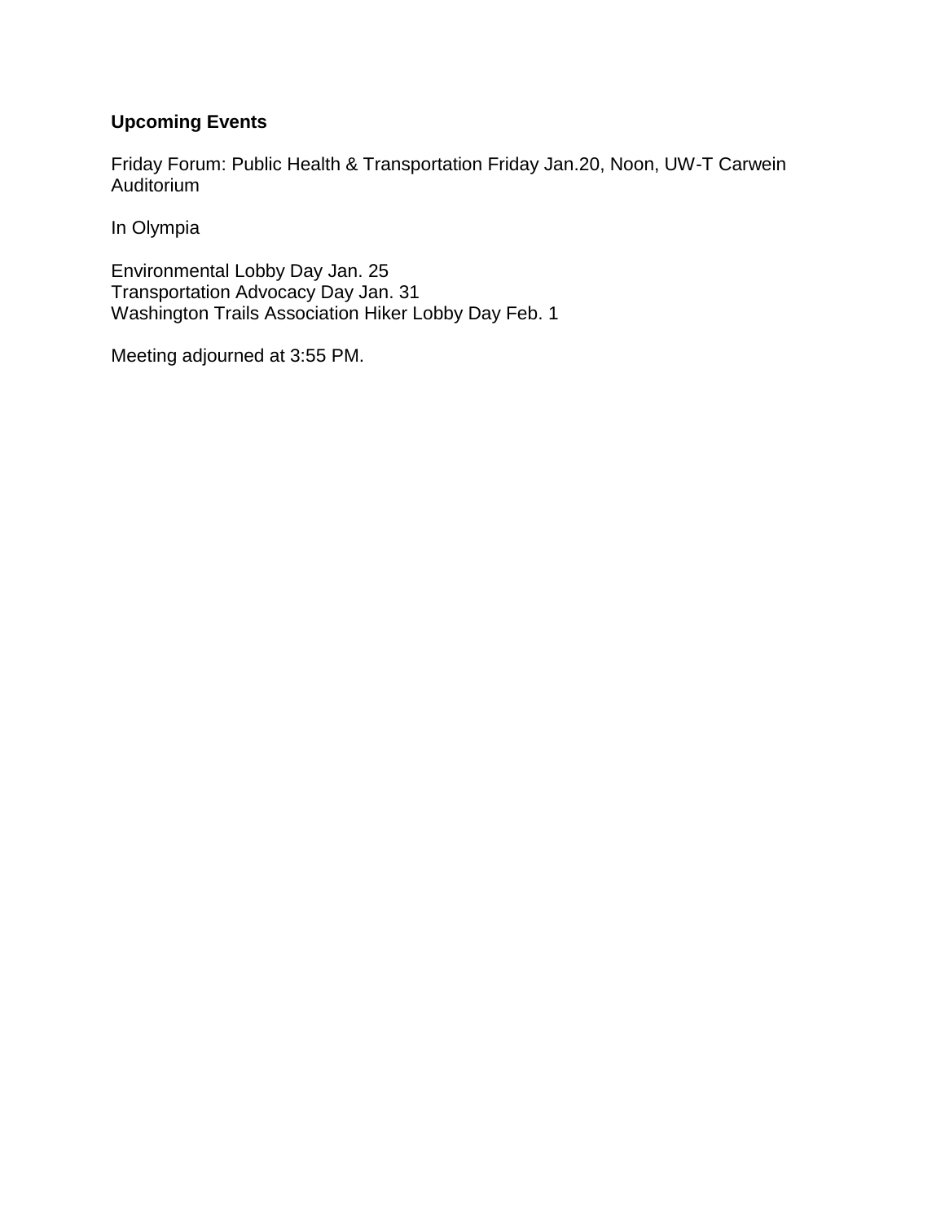**Upcoming Events**

Friday Forum: Public Health & Transportation Friday Jan.20, Noon, UW-T Carwein Auditorium

In Olympia

Environmental Lobby Day Jan. 25
Transportation Advocacy Day Jan. 31
Washington Trails Association Hiker Lobby Day Feb. 1

Meeting adjourned at 3:55 PM.